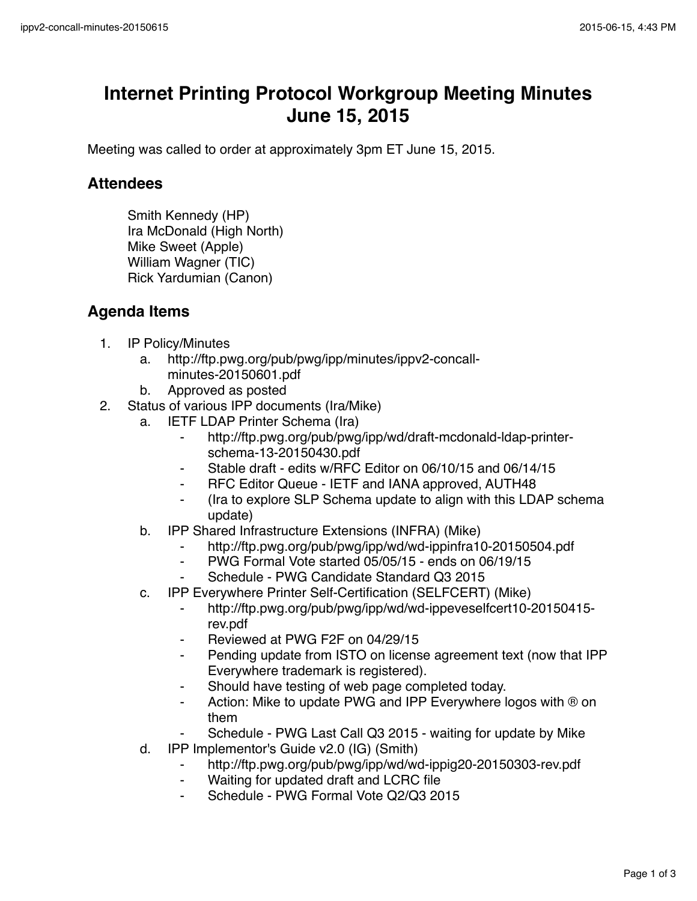# Internet Printing Protocol Workgroup Meeting Minutes June 15, 2015

Meeting was called to order at approximately 3pm ET June 15, 2015.

## Attendees

Smith Kennedy (HP)
Ira McDonald (High North)
Mike Sweet (Apple)
William Wagner (TIC)
Rick Yardumian (Canon)

## Agenda Items

1. IP Policy/Minutes
   a. http://ftp.pwg.org/pub/pwg/ipp/minutes/ippv2-concall-minutes-20150601.pdf
   b. Approved as posted
2. Status of various IPP documents (Ira/Mike)
   a. IETF LDAP Printer Schema (Ira)
      - http://ftp.pwg.org/pub/pwg/ipp/wd/draft-mcdonald-ldap-printer-schema-13-20150430.pdf
      - Stable draft - edits w/RFC Editor on 06/10/15 and 06/14/15
      - RFC Editor Queue - IETF and IANA approved, AUTH48
      - (Ira to explore SLP Schema update to align with this LDAP schema update)
   b. IPP Shared Infrastructure Extensions (INFRA) (Mike)
      - http://ftp.pwg.org/pub/pwg/ipp/wd/wd-ippinfra10-20150504.pdf
      - PWG Formal Vote started 05/05/15 - ends on 06/19/15
      - Schedule - PWG Candidate Standard Q3 2015
   c. IPP Everywhere Printer Self-Certification (SELFCERT) (Mike)
      - http://ftp.pwg.org/pub/pwg/ipp/wd/wd-ippeveselfcert10-20150415-rev.pdf
      - Reviewed at PWG F2F on 04/29/15
      - Pending update from ISTO on license agreement text (now that IPP Everywhere trademark is registered).
      - Should have testing of web page completed today.
      - Action: Mike to update PWG and IPP Everywhere logos with ® on them
      - Schedule - PWG Last Call Q3 2015 - waiting for update by Mike
   d. IPP Implementor's Guide v2.0 (IG) (Smith)
      - http://ftp.pwg.org/pub/pwg/ipp/wd/wd-ippig20-20150303-rev.pdf
      - Waiting for updated draft and LCRC file
      - Schedule - PWG Formal Vote Q2/Q3 2015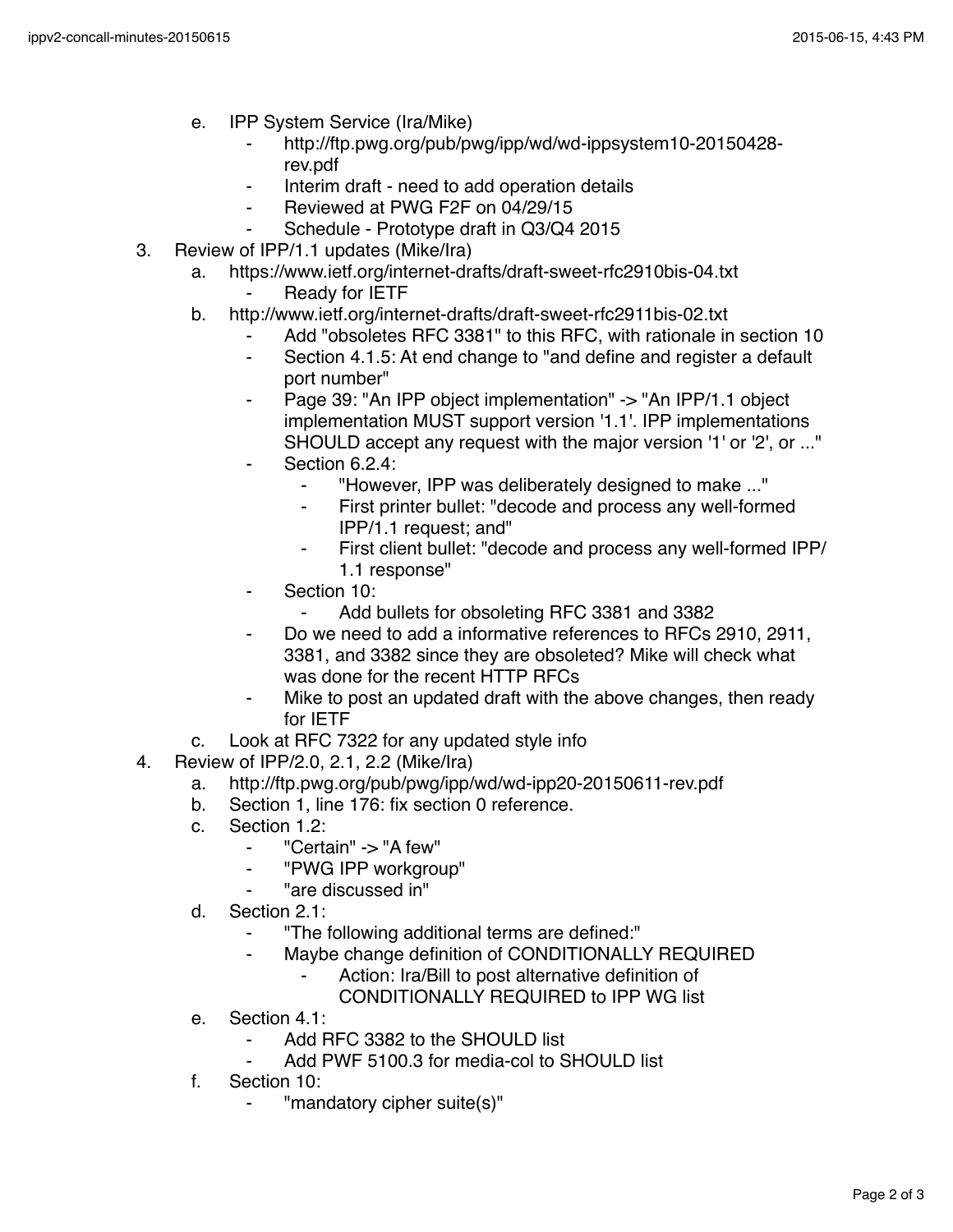e. IPP System Service (Ira/Mike)
    - http://ftp.pwg.org/pub/pwg/ipp/wd/wd-ippsystem10-20150428-rev.pdf
    - Interim draft - need to add operation details
    - Reviewed at PWG F2F on 04/29/15
    - Schedule - Prototype draft in Q3/Q4 2015

3. Review of IPP/1.1 updates (Mike/Ira)
    a. https://www.ietf.org/internet-drafts/draft-sweet-rfc2910bis-04.txt
        - Ready for IETF
    b. http://www.ietf.org/internet-drafts/draft-sweet-rfc2911bis-02.txt
        - Add "obsoletes RFC 3381" to this RFC, with rationale in section 10
        - Section 4.1.5: At end change to "and define and register a default port number"
        - Page 39: "An IPP object implementation" -> "An IPP/1.1 object implementation MUST support version '1.1'. IPP implementations SHOULD accept any request with the major version '1' or '2', or ..."
        - Section 6.2.4:
            - "However, IPP was deliberately designed to make ..."
            - First printer bullet: "decode and process any well-formed IPP/1.1 request; and"
            - First client bullet: "decode and process any well-formed IPP/1.1 response"
        - Section 10:
            - Add bullets for obsoleting RFC 3381 and 3382
        - Do we need to add a informative references to RFCs 2910, 2911, 3381, and 3382 since they are obsoleted? Mike will check what was done for the recent HTTP RFCs
        - Mike to post an updated draft with the above changes, then ready for IETF
    c. Look at RFC 7322 for any updated style info

4. Review of IPP/2.0, 2.1, 2.2 (Mike/Ira)
    a. http://ftp.pwg.org/pub/pwg/ipp/wd/wd-ipp20-20150611-rev.pdf
    b. Section 1, line 176: fix section 0 reference.
    c. Section 1.2:
        - "Certain" -> "A few"
        - "PWG IPP workgroup"
        - "are discussed in"
    d. Section 2.1:
        - "The following additional terms are defined:"
        - Maybe change definition of CONDITIONALLY REQUIRED
            - Action: Ira/Bill to post alternative definition of CONDITIONALLY REQUIRED to IPP WG list
    e. Section 4.1:
        - Add RFC 3382 to the SHOULD list
        - Add PWF 5100.3 for media-col to SHOULD list
    f. Section 10:
        - "mandatory cipher suite(s)"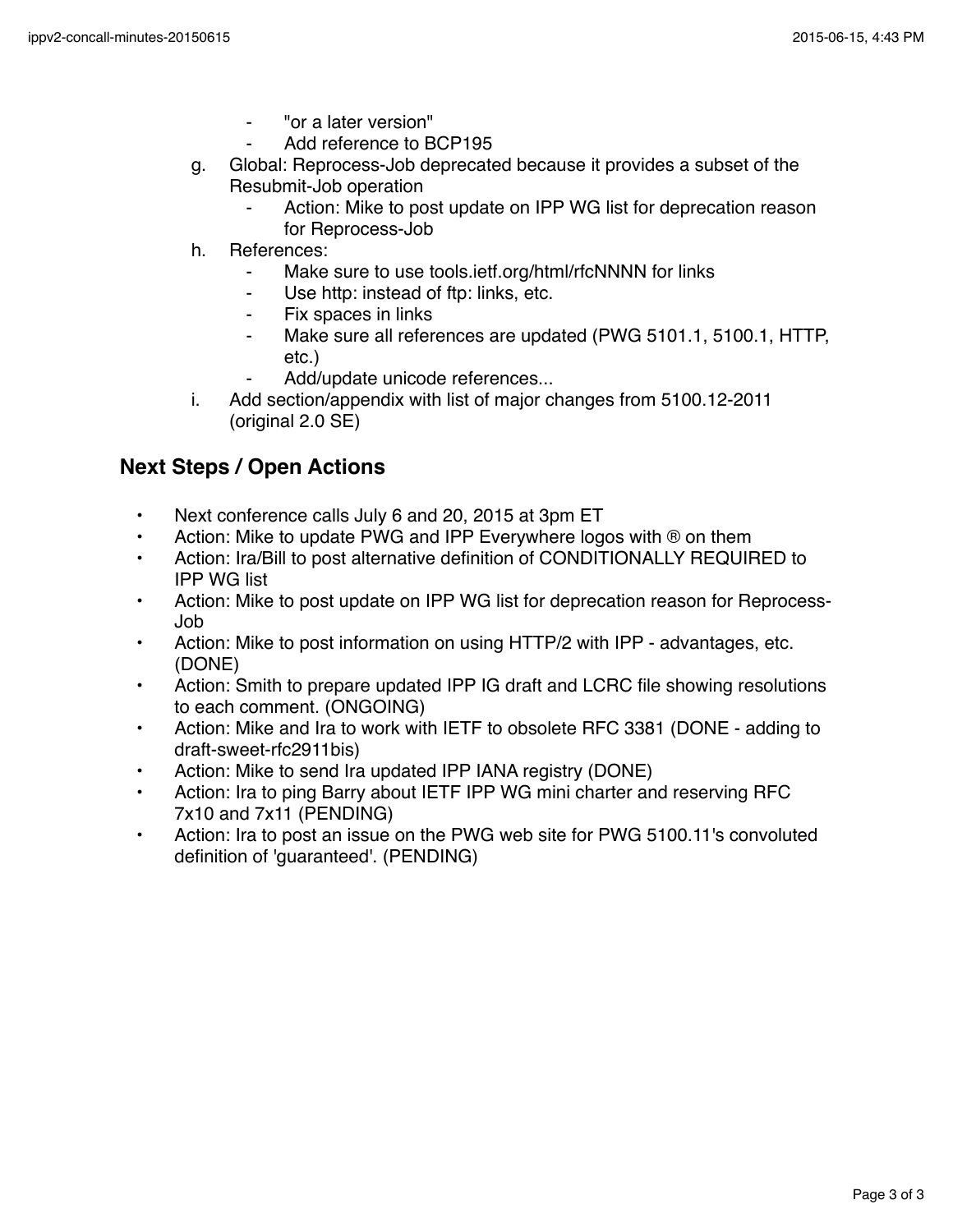- "or a later version"
    - Add reference to BCP195

g. Global: Reprocess-Job deprecated because it provides a subset of the Resubmit-Job operation
    - Action: Mike to post update on IPP WG list for deprecation reason for Reprocess-Job

h. References:
    - Make sure to use tools.ietf.org/html/rfcNNNN for links
    - Use http: instead of ftp: links, etc.
    - Fix spaces in links
    - Make sure all references are updated (PWG 5101.1, 5100.1, HTTP, etc.)
    - Add/update unicode references...

i. Add section/appendix with list of major changes from 5100.12-2011 (original 2.0 SE)

## Next Steps / Open Actions

- Next conference calls July 6 and 20, 2015 at 3pm ET
- Action: Mike to update PWG and IPP Everywhere logos with ® on them
- Action: Ira/Bill to post alternative definition of CONDITIONALLY REQUIRED to IPP WG list
- Action: Mike to post update on IPP WG list for deprecation reason for Reprocess-Job
- Action: Mike to post information on using HTTP/2 with IPP - advantages, etc. (DONE)
- Action: Smith to prepare updated IPP IG draft and LCRC file showing resolutions to each comment. (ONGOING)
- Action: Mike and Ira to work with IETF to obsolete RFC 3381 (DONE - adding to draft-sweet-rfc2911bis)
- Action: Mike to send Ira updated IPP IANA registry (DONE)
- Action: Ira to ping Barry about IETF IPP WG mini charter and reserving RFC 7x10 and 7x11 (PENDING)
- Action: Ira to post an issue on the PWG web site for PWG 5100.11's convoluted definition of 'guaranteed'. (PENDING)